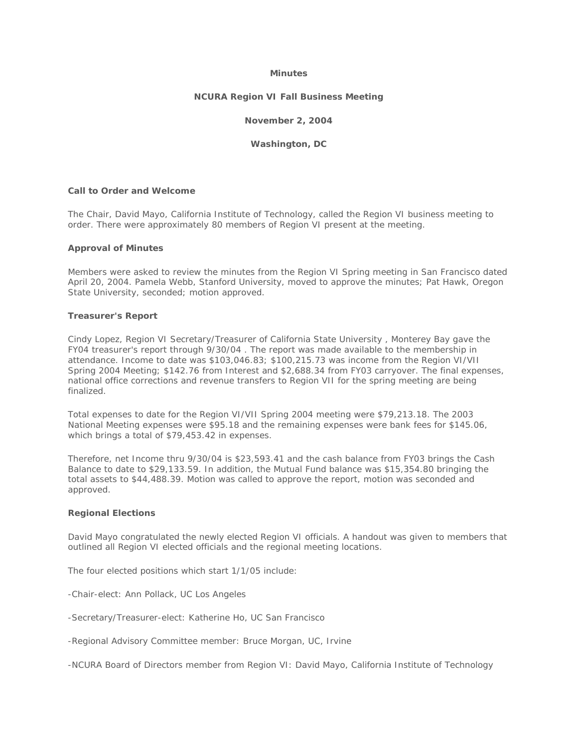# Minutes

## NCURA Region VI Fall Business Meeting

**November 2, 2004**

**Washington, DC**

### Call to Order and Welcome

The Chair, David Mayo, California Institute of Technology, called the Region VI business meeting to order. There were approximately 80 members of Region VI present at the meeting.

### Approval of Minutes

Members were asked to review the minutes from the Region VI Spring meeting in San Francisco dated April 20, 2004. Pamela Webb, Stanford University, moved to approve the minutes; Pat Hawk, Oregon State University, seconded; motion approved.

### Treasurer's Report

Cindy Lopez, Region VI Secretary/Treasurer of California State University , Monterey Bay gave the FY04 treasurer's report through 9/30/04 . The report was made available to the membership in attendance. Income to date was $103,046.83; $100,215.73 was income from the Region VI/VII Spring 2004 Meeting; $142.76 from Interest and $2,688.34 from FY03 carryover. The final expenses, national office corrections and revenue transfers to Region VII for the spring meeting are being finalized.

Total expenses to date for the Region VI/VII Spring 2004 meeting were $79,213.18. The 2003 National Meeting expenses were $95.18 and the remaining expenses were bank fees for $145.06, which brings a total of $79,453.42 in expenses.

Therefore, net Income thru 9/30/04 is $23,593.41 and the cash balance from FY03 brings the Cash Balance to date to $29,133.59. In addition, the Mutual Fund balance was $15,354.80 bringing the total assets to $44,488.39. Motion was called to approve the report, motion was seconded and approved.

### Regional Elections

David Mayo congratulated the newly elected Region VI officials. A handout was given to members that outlined all Region VI elected officials and the regional meeting locations.

The four elected positions which start 1/1/05 include:

-Chair-elect: Ann Pollack, UC Los Angeles

-Secretary/Treasurer-elect: Katherine Ho, UC San Francisco

-Regional Advisory Committee member: Bruce Morgan, UC, Irvine

-NCURA Board of Directors member from Region VI: David Mayo, California Institute of Technology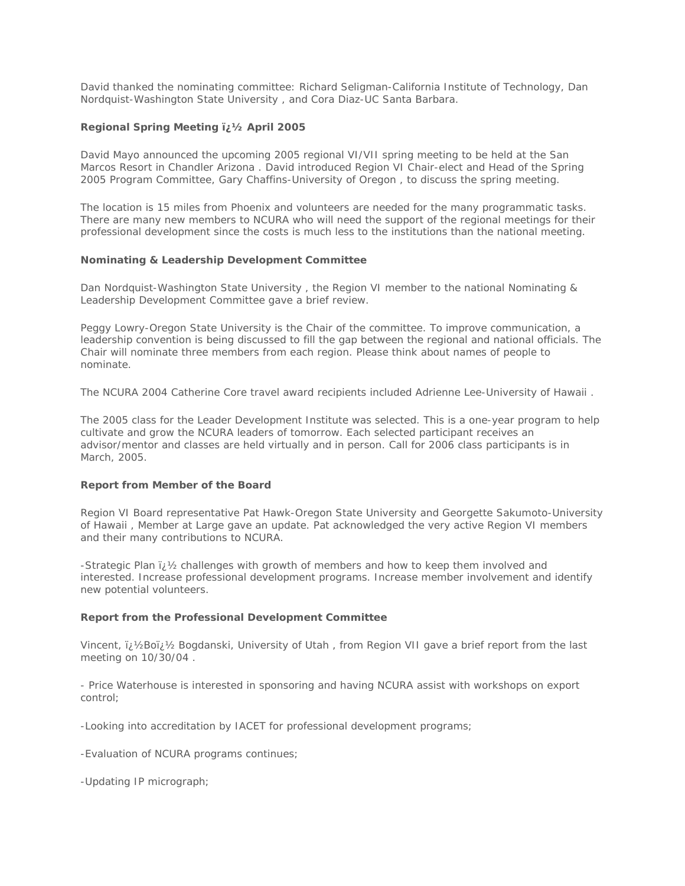David thanked the nominating committee: Richard Seligman-California Institute of Technology, Dan Nordquist-Washington State University , and Cora Diaz-UC Santa Barbara.

**Regional Spring Meeting ï¿½ April 2005**

David Mayo announced the upcoming 2005 regional VI/VII spring meeting to be held at the San Marcos Resort in Chandler Arizona . David introduced Region VI Chair-elect and Head of the Spring 2005 Program Committee, Gary Chaffins-University of Oregon , to discuss the spring meeting.

The location is 15 miles from Phoenix and volunteers are needed for the many programmatic tasks. There are many new members to NCURA who will need the support of the regional meetings for their professional development since the costs is much less to the institutions than the national meeting.

**Nominating & Leadership Development Committee**

Dan Nordquist-Washington State University , the Region VI member to the national Nominating & Leadership Development Committee gave a brief review.

Peggy Lowry-Oregon State University is the Chair of the committee. To improve communication, a leadership convention is being discussed to fill the gap between the regional and national officials. The Chair will nominate three members from each region. Please think about names of people to nominate.

The NCURA 2004 Catherine Core travel award recipients included Adrienne Lee-University of Hawaii .

The 2005 class for the Leader Development Institute was selected. This is a one-year program to help cultivate and grow the NCURA leaders of tomorrow. Each selected participant receives an advisor/mentor and classes are held virtually and in person. Call for 2006 class participants is in March, 2005.

**Report from Member of the Board**

Region VI Board representative Pat Hawk-Oregon State University and Georgette Sakumoto-University of Hawaii , Member at Large gave an update. Pat acknowledged the very active Region VI members and their many contributions to NCURA.

-Strategic Plan ï¿½ challenges with growth of members and how to keep them involved and interested. Increase professional development programs. Increase member involvement and identify new potential volunteers.

**Report from the Professional Development Committee**

Vincent, ï¿½Boï¿½ Bogdanski, University of Utah , from Region VII gave a brief report from the last meeting on 10/30/04 .

- Price Waterhouse is interested in sponsoring and having NCURA assist with workshops on export control;

-Looking into accreditation by IACET for professional development programs;

-Evaluation of NCURA programs continues;

-Updating IP micrograph;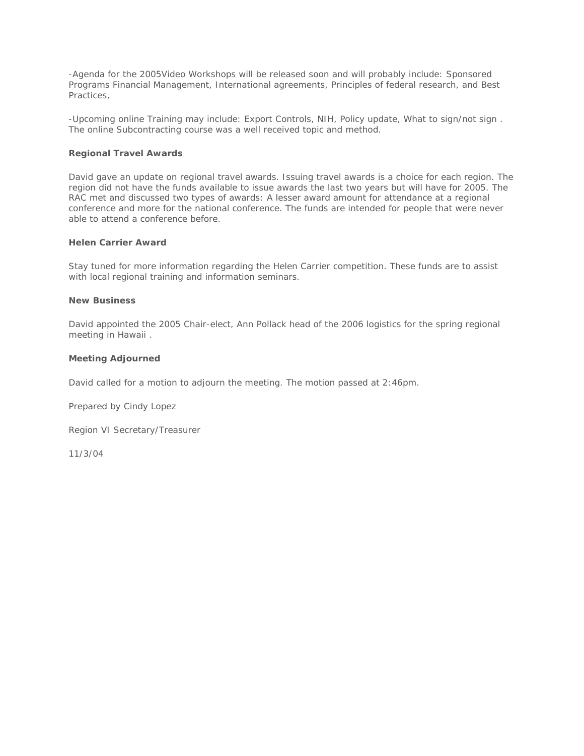-Agenda for the 2005Video Workshops will be released soon and will probably include: Sponsored Programs Financial Management, International agreements, Principles of federal research, and Best Practices,

-Upcoming online Training may include: Export Controls, NIH, Policy update, What to sign/not sign . The online Subcontracting course was a well received topic and method.

**Regional Travel Awards**

David gave an update on regional travel awards. Issuing travel awards is a choice for each region. The region did not have the funds available to issue awards the last two years but will have for 2005. The RAC met and discussed two types of awards: A lesser award amount for attendance at a regional conference and more for the national conference. The funds are intended for people that were never able to attend a conference before.

**Helen Carrier Award**

Stay tuned for more information regarding the Helen Carrier competition. These funds are to assist with local regional training and information seminars.

**New Business**

David appointed the 2005 Chair-elect, Ann Pollack head of the 2006 logistics for the spring regional meeting in Hawaii .

**Meeting Adjourned**

David called for a motion to adjourn the meeting. The motion passed at 2:46pm.

Prepared by Cindy Lopez

Region VI Secretary/Treasurer

11/3/04